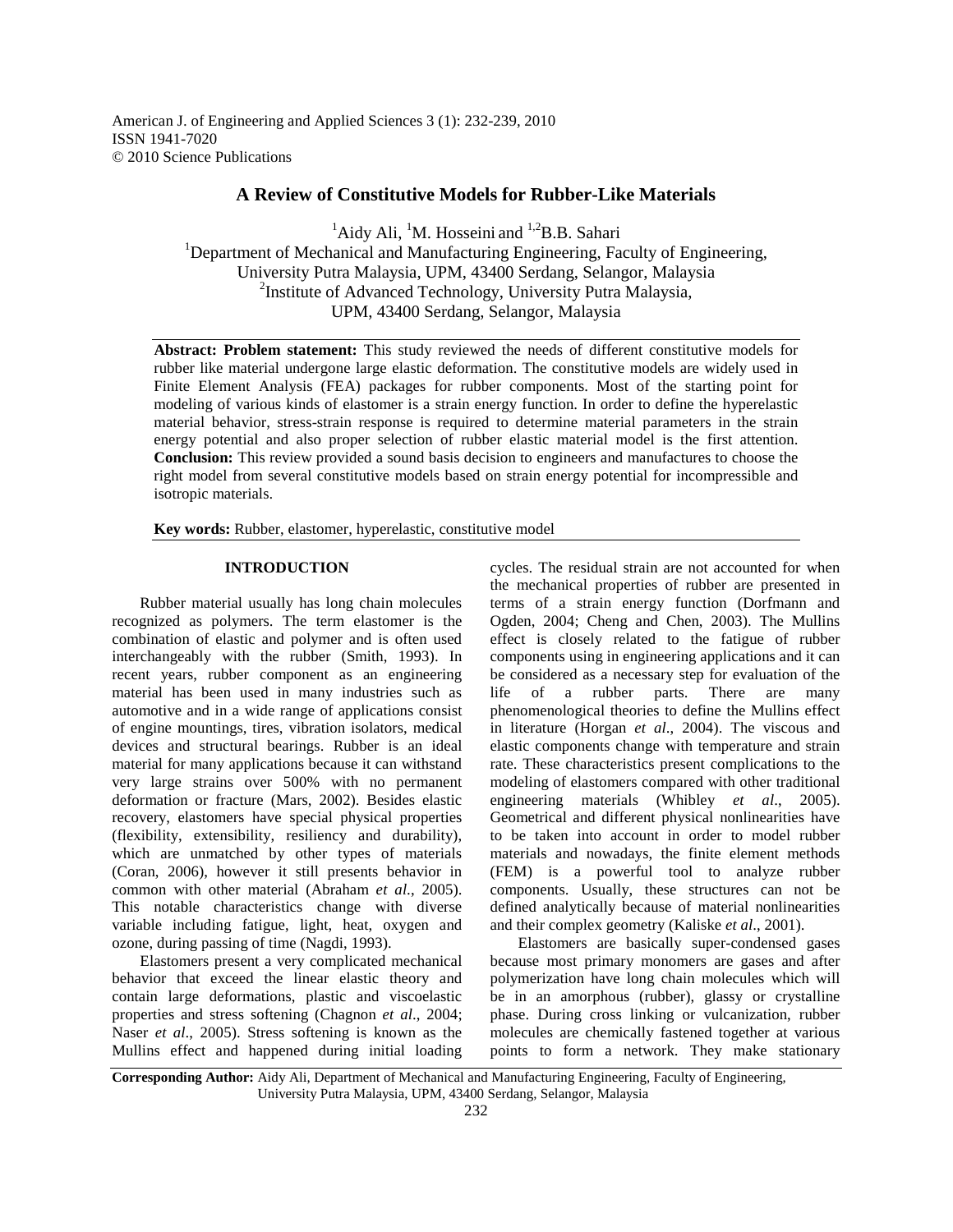American J. of Engineering and Applied Sciences 3 (1): 232-239, 2010
ISSN 1941-7020
© 2010 Science Publications

# A Review of Constitutive Models for Rubber-Like Materials

[1]Aidy Ali, [1]M. Hosseini and [1,2]B.B. Sahari

[1]Department of Mechanical and Manufacturing Engineering, Faculty of Engineering, University Putra Malaysia, UPM, 43400 Serdang, Selangor, Malaysia

[2]Institute of Advanced Technology, University Putra Malaysia, UPM, 43400 Serdang, Selangor, Malaysia

**Abstract: Problem statement:** This study reviewed the needs of different constitutive models for rubber like material undergone large elastic deformation. The constitutive models are widely used in Finite Element Analysis (FEA) packages for rubber components. Most of the starting point for modeling of various kinds of elastomer is a strain energy function. In order to define the hyperelastic material behavior, stress-strain response is required to determine material parameters in the strain energy potential and also proper selection of rubber elastic material model is the first attention. **Conclusion:** This review provided a sound basis decision to engineers and manufactures to choose the right model from several constitutive models based on strain energy potential for incompressible and isotropic materials.

**Key words:** Rubber, elastomer, hyperelastic, constitutive model

## INTRODUCTION

Rubber material usually has long chain molecules recognized as polymers. The term elastomer is the combination of elastic and polymer and is often used interchangeably with the rubber (Smith, 1993). In recent years, rubber component as an engineering material has been used in many industries such as automotive and in a wide range of applications consist of engine mountings, tires, vibration isolators, medical devices and structural bearings. Rubber is an ideal material for many applications because it can withstand very large strains over 500% with no permanent deformation or fracture (Mars, 2002). Besides elastic recovery, elastomers have special physical properties (flexibility, extensibility, resiliency and durability), which are unmatched by other types of materials (Coran, 2006), however it still presents behavior in common with other material (Abraham *et al*., 2005). This notable characteristics change with diverse variable including fatigue, light, heat, oxygen and ozone, during passing of time (Nagdi, 1993).

Elastomers present a very complicated mechanical behavior that exceed the linear elastic theory and contain large deformations, plastic and viscoelastic properties and stress softening (Chagnon *et al*., 2004; Naser *et al*., 2005). Stress softening is known as the Mullins effect and happened during initial loading cycles. The residual strain are not accounted for when the mechanical properties of rubber are presented in terms of a strain energy function (Dorfmann and Ogden, 2004; Cheng and Chen, 2003). The Mullins effect is closely related to the fatigue of rubber components using in engineering applications and it can be considered as a necessary step for evaluation of the life of a rubber parts. There are many phenomenological theories to define the Mullins effect in literature (Horgan *et al*., 2004). The viscous and elastic components change with temperature and strain rate. These characteristics present complications to the modeling of elastomers compared with other traditional engineering materials (Whibley *et al*., 2005). Geometrical and different physical nonlinearities have to be taken into account in order to model rubber materials and nowadays, the finite element methods (FEM) is a powerful tool to analyze rubber components. Usually, these structures can not be defined analytically because of material nonlinearities and their complex geometry (Kaliske *et al*., 2001).

Elastomers are basically super-condensed gases because most primary monomers are gases and after polymerization have long chain molecules which will be in an amorphous (rubber), glassy or crystalline phase. During cross linking or vulcanization, rubber molecules are chemically fastened together at various points to form a network. They make stationary

**Corresponding Author:** Aidy Ali, Department of Mechanical and Manufacturing Engineering, Faculty of Engineering, University Putra Malaysia, UPM, 43400 Serdang, Selangor, Malaysia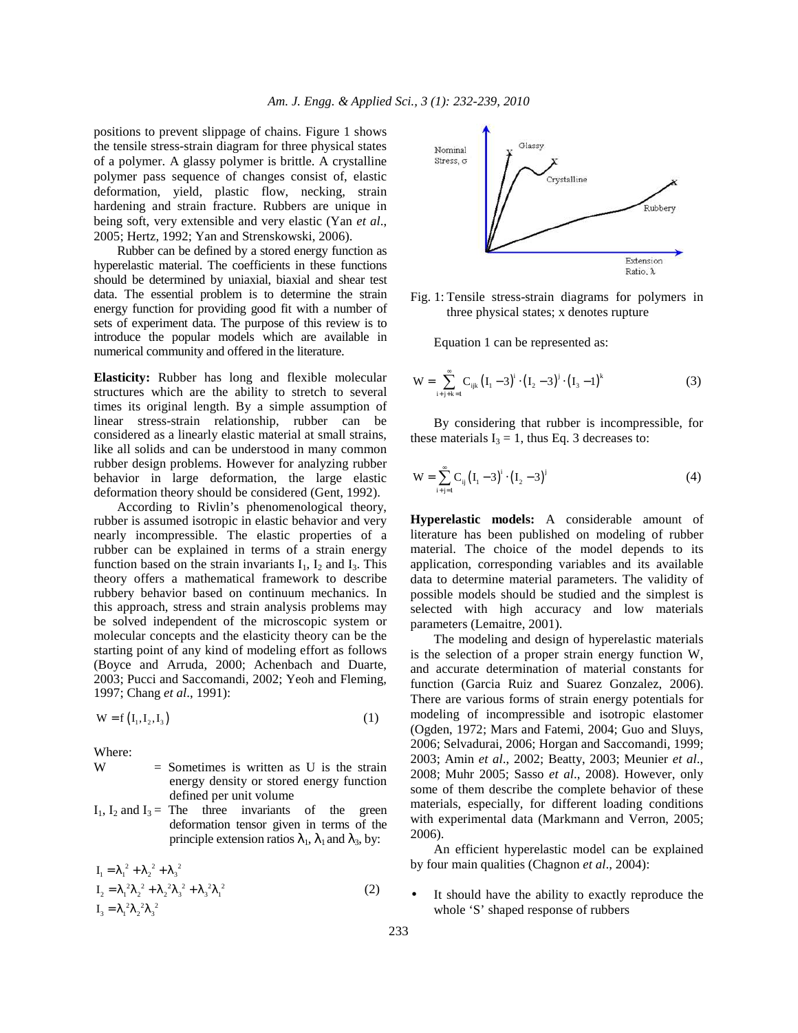positions to prevent slippage of chains. Figure 1 shows the tensile stress-strain diagram for three physical states of a polymer. A glassy polymer is brittle. A crystalline polymer pass sequence of changes consist of, elastic deformation, yield, plastic flow, necking, strain hardening and strain fracture. Rubbers are unique in being soft, very extensible and very elastic (Yan *et al*., 2005; Hertz, 1992; Yan and Strenskowski, 2006).

Rubber can be defined by a stored energy function as hyperelastic material. The coefficients in these functions should be determined by uniaxial, biaxial and shear test data. The essential problem is to determine the strain energy function for providing good fit with a number of sets of experiment data. The purpose of this review is to introduce the popular models which are available in numerical community and offered in the literature.

**Elasticity:** Rubber has long and flexible molecular structures which are the ability to stretch to several times its original length. By a simple assumption of linear stress-strain relationship, rubber can be considered as a linearly elastic material at small strains, like all solids and can be understood in many common rubber design problems. However for analyzing rubber behavior in large deformation, the large elastic deformation theory should be considered (Gent, 1992).

According to Rivlin's phenomenological theory, rubber is assumed isotropic in elastic behavior and very nearly incompressible. The elastic properties of a rubber can be explained in terms of a strain energy function based on the strain invariants $I_1$, $I_2$ and $I_3$. This theory offers a mathematical framework to describe rubbery behavior based on continuum mechanics. In this approach, stress and strain analysis problems may be solved independent of the microscopic system or molecular concepts and the elasticity theory can be the starting point of any kind of modeling effort as follows (Boyce and Arruda, 2000; Achenbach and Duarte, 2003; Pucci and Saccomandi, 2002; Yeoh and Fleming, 1997; Chang *et al*., 1991):

$$W = f(I_1, I_2, I_3) \tag{1}$$

Where:

$W$ = Sometimes is written as U is the strain energy density or stored energy function defined per unit volume

$I_1$, $I_2$ and $I_3$ = The three invariants of the green deformation tensor given in terms of the principle extension ratios $\lambda_1$, $\lambda_1$ and $\lambda_3$, by:

$$\begin{aligned} I_1 &= \lambda_1^2 + \lambda_2^2 + \lambda_3^2 \\ I_2 &= \lambda_1^2\lambda_2^2 + \lambda_2^2\lambda_3^2 + \lambda_3^2\lambda_1^2 \\ I_3 &= \lambda_1^2\lambda_2^2\lambda_3^2 \end{aligned} \tag{2}$$

Fig. 1: Tensile stress-strain diagrams for polymers in three physical states; x denotes rupture

Equation 1 can be represented as:

$$W = \sum_{i+j+k=1}^{\infty} C_{ijk} (I_1 - 3)^i \cdot (I_2 - 3)^j \cdot (I_3 - 1)^k \tag{3}$$

By considering that rubber is incompressible, for these materials $I_3 = 1$, thus Eq. 3 decreases to:

$$W = \sum_{i+j=1}^{\infty} C_{ij} (I_1 - 3)^i \cdot (I_2 - 3)^j \tag{4}$$

**Hyperelastic models:** A considerable amount of literature has been published on modeling of rubber material. The choice of the model depends to its application, corresponding variables and its available data to determine material parameters. The validity of possible models should be studied and the simplest is selected with high accuracy and low materials parameters (Lemaitre, 2001).

The modeling and design of hyperelastic materials is the selection of a proper strain energy function W, and accurate determination of material constants for function (Garcia Ruiz and Suarez Gonzalez, 2006). There are various forms of strain energy potentials for modeling of incompressible and isotropic elastomer (Ogden, 1972; Mars and Fatemi, 2004; Guo and Sluys, 2006; Selvadurai, 2006; Horgan and Saccomandi, 1999; 2003; Amin *et al*., 2002; Beatty, 2003; Meunier *et al*., 2008; Muhr 2005; Sasso *et al*., 2008). However, only some of them describe the complete behavior of these materials, especially, for different loading conditions with experimental data (Markmann and Verron, 2005; 2006).

An efficient hyperelastic model can be explained by four main qualities (Chagnon *et al*., 2004):

- It should have the ability to exactly reproduce the whole 'S' shaped response of rubbers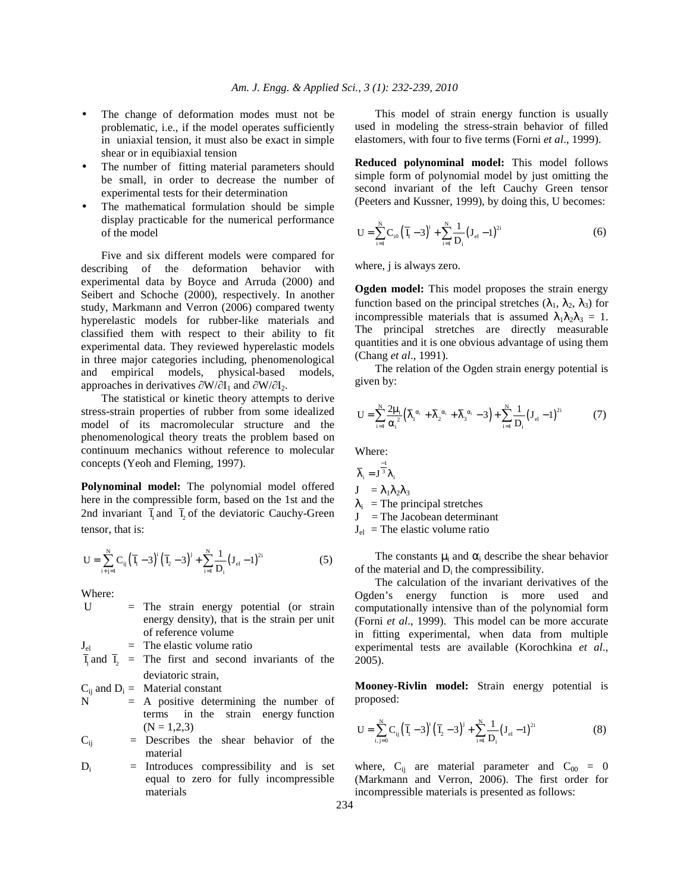- The change of deformation modes must not be problematic, i.e., if the model operates sufficiently in uniaxial tension, it must also be exact in simple shear or in equibiaxial tension
- The number of fitting material parameters should be small, in order to decrease the number of experimental tests for their determination
- The mathematical formulation should be simple display practicable for the numerical performance of the model

Five and six different models were compared for describing of the deformation behavior with experimental data by Boyce and Arruda (2000) and Seibert and Schoche (2000), respectively. In another study, Markmann and Verron (2006) compared twenty hyperelastic models for rubber-like materials and classified them with respect to their ability to fit experimental data. They reviewed hyperelastic models in three major categories including, phenomenological and empirical models, physical-based models, approaches in derivatives $\partial W/\partial I_1$ and $\partial W/\partial I_2$.

The statistical or kinetic theory attempts to derive stress-strain properties of rubber from some idealized model of its macromolecular structure and the phenomenological theory treats the problem based on continuum mechanics without reference to molecular concepts (Yeoh and Fleming, 1997).

**Polynominal model:** The polynomial model offered here in the compressible form, based on the 1st and the 2nd invariant $\bar{I}_1$ and $\bar{I}_2$ of the deviatoric Cauchy-Green tensor, that is:

$$U = \sum_{i+j=1}^{N} C_{ij}\left(\bar{I}_1 - 3\right)^i \left(\bar{I}_2 - 3\right)^j + \sum_{i=1}^{N} \frac{1}{D_i}\left(J_{el} - 1\right)^{2i} \tag{5}$$

Where:

- $U$ = The strain energy potential (or strain energy density), that is the strain per unit of reference volume
- $J_{el}$ = The elastic volume ratio
- $\bar{I}_1$ and $\bar{I}_2$ = The first and second invariants of the deviatoric strain,
- $C_{ij}$ and $D_i$ = Material constant
- $N$ = A positive determining the number of terms in the strain energy function ($N = 1,2,3$)
- $C_{ij}$ = Describes the shear behavior of the material
- $D_i$ = Introduces compressibility and is set equal to zero for fully incompressible materials

This model of strain energy function is usually used in modeling the stress-strain behavior of filled elastomers, with four to five terms (Forni *et al*., 1999).

**Reduced polynominal model:** This model follows simple form of polynomial model by just omitting the second invariant of the left Cauchy Green tensor (Peeters and Kussner, 1999), by doing this, U becomes:

$$U = \sum_{i=1}^{N} C_{i0}\left(\bar{I}_1 - 3\right)^i + \sum_{i=1}^{N} \frac{1}{D_i}\left(J_{el} - 1\right)^{2i} \tag{6}$$

where, j is always zero.

**Ogden model:** This model proposes the strain energy function based on the principal stretches ($\lambda_1$, $\lambda_2$, $\lambda_3$) for incompressible materials that is assumed $\lambda_1\lambda_2\lambda_3 = 1$. The principal stretches are directly measurable quantities and it is one obvious advantage of using them (Chang *et al*., 1991).

The relation of the Ogden strain energy potential is given by:

$$U = \sum_{i=1}^{N} \frac{2\mu_i}{\alpha_i^2}\left(\bar{\lambda}_1^{\alpha_i} + \bar{\lambda}_2^{\alpha_i} + \bar{\lambda}_3^{\alpha_i} - 3\right) + \sum_{i=1}^{N} \frac{1}{D_i}\left(J_{el} - 1\right)^{2i} \tag{7}$$

Where:

- $\bar{\lambda}_i = J^{-\frac{1}{3}}\lambda_i$
- $J = \lambda_1\lambda_2\lambda_3$
- $\lambda_i$ = The principal stretches
- $J$ = The Jacobean determinant
- $J_{el}$ = The elastic volume ratio

The constants $\mu_i$ and $\alpha_i$ describe the shear behavior of the material and $D_i$ the compressibility.

The calculation of the invariant derivatives of the Ogden's energy function is more used and computationally intensive than of the polynomial form (Forni *et al*., 1999). This model can be more accurate in fitting experimental, when data from multiple experimental tests are available (Korochkina *et al*., 2005).

**Mooney-Rivlin model:** Strain energy potential is proposed:

$$U = \sum_{i,j=0}^{N} C_{ij}\left(\bar{I}_1 - 3\right)^i \left(\bar{I}_2 - 3\right)^j + \sum_{i=1}^{N} \frac{1}{D_i}\left(J_{el} - 1\right)^{2i} \tag{8}$$

where, $C_{ij}$ are material parameter and $C_{00} = 0$ (Markmann and Verron, 2006). The first order for incompressible materials is presented as follows: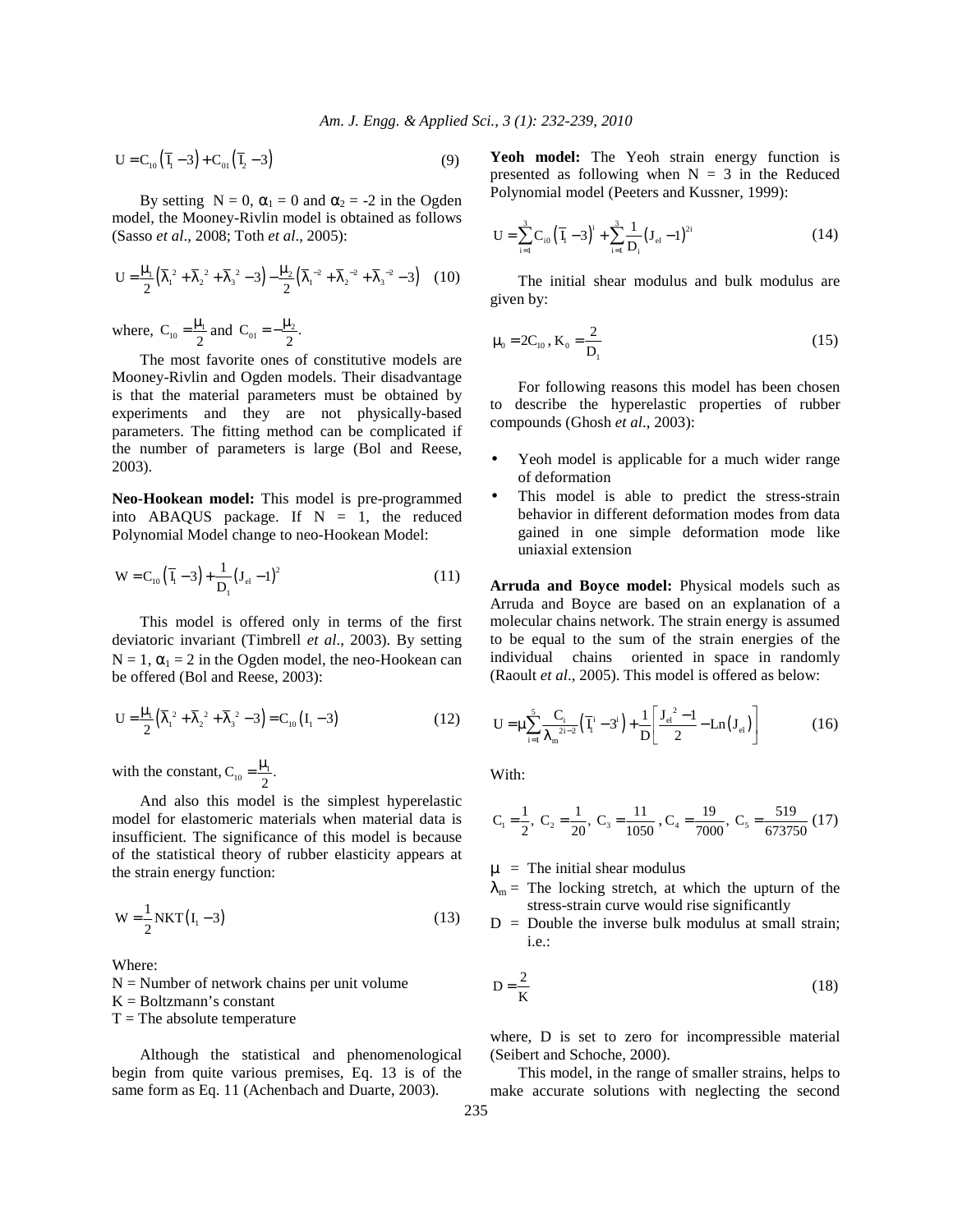$$U = C_{10}\left(\bar{I}_1 - 3\right) + C_{01}\left(\bar{I}_2 - 3\right) \tag{9}$$

By setting $N = 0$, $\alpha_1 = 0$ and $\alpha_2 = -2$ in the Ogden model, the Mooney-Rivlin model is obtained as follows (Sasso *et al*., 2008; Toth *et al*., 2005):

$$U = \frac{\mu_1}{2}\left(\bar{\lambda}_1^{\,2} + \bar{\lambda}_2^{\,2} + \bar{\lambda}_3^{\,2} - 3\right) - \frac{\mu_2}{2}\left(\bar{\lambda}_1^{\,-2} + \bar{\lambda}_2^{\,-2} + \bar{\lambda}_3^{\,-2} - 3\right) \tag{10}$$

where, $C_{10} = \frac{\mu_1}{2}$ and $C_{01} = -\frac{\mu_2}{2}$.

The most favorite ones of constitutive models are Mooney-Rivlin and Ogden models. Their disadvantage is that the material parameters must be obtained by experiments and they are not physically-based parameters. The fitting method can be complicated if the number of parameters is large (Bol and Reese, 2003).

**Neo-Hookean model:** This model is pre-programmed into ABAQUS package. If $N = 1$, the reduced Polynomial Model change to neo-Hookean Model:

$$W = C_{10}\left(\bar{I}_1 - 3\right) + \frac{1}{D_1}\left(J_{el} - 1\right)^2 \tag{11}$$

This model is offered only in terms of the first deviatoric invariant (Timbrell *et al*., 2003). By setting $N = 1$, $\alpha_1 = 2$ in the Ogden model, the neo-Hookean can be offered (Bol and Reese, 2003):

$$U = \frac{\mu_1}{2}\left(\bar{\lambda}_1^{\,2} + \bar{\lambda}_2^{\,2} + \bar{\lambda}_3^{\,2} - 3\right) = C_{10}\left(I_1 - 3\right) \tag{12}$$

with the constant, $C_{10} = \frac{\mu_1}{2}$.

And also this model is the simplest hyperelastic model for elastomeric materials when material data is insufficient. The significance of this model is because of the statistical theory of rubber elasticity appears at the strain energy function:

$$W = \frac{1}{2}NKT\left(I_1 - 3\right) \tag{13}$$

Where:

$N$ = Number of network chains per unit volume
$K$ = Boltzmann's constant
$T$ = The absolute temperature

Although the statistical and phenomenological begin from quite various premises, Eq. 13 is of the same form as Eq. 11 (Achenbach and Duarte, 2003).

**Yeoh model:** The Yeoh strain energy function is presented as following when $N = 3$ in the Reduced Polynomial model (Peeters and Kussner, 1999):

$$U = \sum_{i=1}^{3} C_{i0}\left(\bar{I}_1 - 3\right)^i + \sum_{i=1}^{3} \frac{1}{D_i}\left(J_{el} - 1\right)^{2i} \tag{14}$$

The initial shear modulus and bulk modulus are given by:

$$\mu_0 = 2C_{10},\; K_0 = \frac{2}{D_1} \tag{15}$$

For following reasons this model has been chosen to describe the hyperelastic properties of rubber compounds (Ghosh *et al*., 2003):

- Yeoh model is applicable for a much wider range of deformation
- This model is able to predict the stress-strain behavior in different deformation modes from data gained in one simple deformation mode like uniaxial extension

**Arruda and Boyce model:** Physical models such as Arruda and Boyce are based on an explanation of a molecular chains network. The strain energy is assumed to be equal to the sum of the strain energies of the individual chains oriented in space in randomly (Raoult *et al*., 2005). This model is offered as below:

$$U = \mu\sum_{i=1}^{5} \frac{C_i}{\lambda_m^{\,2i-2}}\left(\bar{I}_1^{\,i} - 3^i\right) + \frac{1}{D}\left[\frac{J_{el}^{\,2} - 1}{2} - \mathrm{Ln}\left(J_{el}\right)\right] \tag{16}$$

With:

$$C_1 = \frac{1}{2},\; C_2 = \frac{1}{20},\; C_3 = \frac{11}{1050},\; C_4 = \frac{19}{7000},\; C_5 = \frac{519}{673750} \tag{17}$$

$\mu$ = The initial shear modulus
$\lambda_m$ = The locking stretch, at which the upturn of the stress-strain curve would rise significantly
$D$ = Double the inverse bulk modulus at small strain; i.e.:

$$D = \frac{2}{K} \tag{18}$$

where, $D$ is set to zero for incompressible material (Seibert and Schoche, 2000).

This model, in the range of smaller strains, helps to make accurate solutions with neglecting the second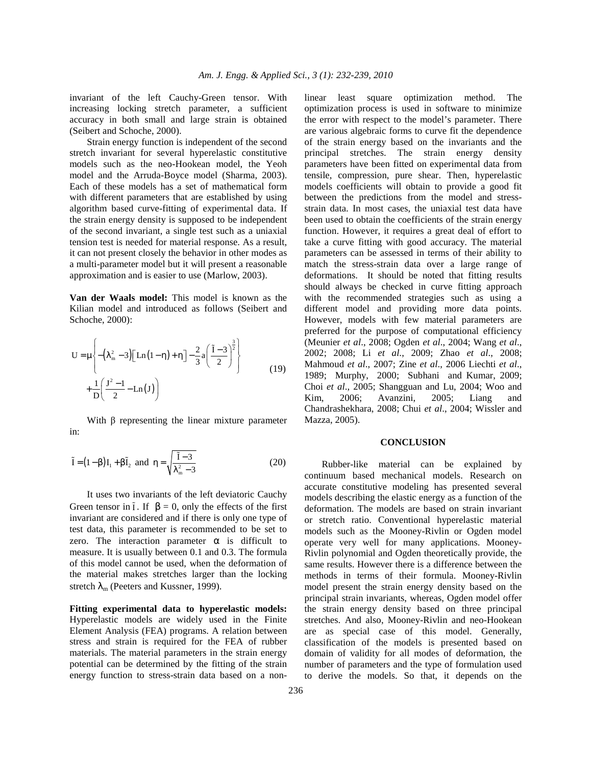invariant of the left Cauchy-Green tensor. With increasing locking stretch parameter, a sufficient accuracy in both small and large strain is obtained (Seibert and Schoche, 2000).

Strain energy function is independent of the second stretch invariant for several hyperelastic constitutive models such as the neo-Hookean model, the Yeoh model and the Arruda-Boyce model (Sharma, 2003). Each of these models has a set of mathematical form with different parameters that are established by using algorithm based curve-fitting of experimental data. If the strain energy density is supposed to be independent of the second invariant, a single test such as a uniaxial tension test is needed for material response. As a result, it can not present closely the behavior in other modes as a multi-parameter model but it will present a reasonable approximation and is easier to use (Marlow, 2003).

**Van der Waals model:** This model is known as the Kilian model and introduced as follows (Seibert and Schoche, 2000):

$$U = \mu\left\{-\left(\lambda_m^2 - 3\right)\left[\mathrm{Ln}\left(1-\eta\right)+\eta\right] - \frac{2}{3}a\left(\frac{\tilde{I}-3}{2}\right)^{\frac{3}{2}}\right\} + \frac{1}{D}\left(\frac{J^2-1}{2} - \mathrm{Ln}\left(J\right)\right) \quad (19)$$

With $\beta$ representing the linear mixture parameter in:

$$\tilde{I} = \left(1-\beta\right)I_1 + \beta\tilde{I}_2 \text{ and } \eta = \sqrt{\frac{\tilde{I}-3}{\lambda_m^2 - 3}} \quad (20)$$

It uses two invariants of the left deviatoric Cauchy Green tensor in $\tilde{I}$. If $\beta = 0$, only the effects of the first invariant are considered and if there is only one type of test data, this parameter is recommended to be set to zero. The interaction parameter $\alpha$ is difficult to measure. It is usually between 0.1 and 0.3. The formula of this model cannot be used, when the deformation of the material makes stretches larger than the locking stretch $\lambda_m$ (Peeters and Kussner, 1999).

**Fitting experimental data to hyperelastic models:** Hyperelastic models are widely used in the Finite Element Analysis (FEA) programs. A relation between stress and strain is required for the FEA of rubber materials. The material parameters in the strain energy potential can be determined by the fitting of the strain energy function to stress-strain data based on a non-linear least square optimization method. The optimization process is used in software to minimize the error with respect to the model's parameter. There are various algebraic forms to curve fit the dependence of the strain energy based on the invariants and the principal stretches. The strain energy density parameters have been fitted on experimental data from tensile, compression, pure shear. Then, hyperelastic models coefficients will obtain to provide a good fit between the predictions from the model and stress-strain data. In most cases, the uniaxial test data have been used to obtain the coefficients of the strain energy function. However, it requires a great deal of effort to take a curve fitting with good accuracy. The material parameters can be assessed in terms of their ability to match the stress-strain data over a large range of deformations. It should be noted that fitting results should always be checked in curve fitting approach with the recommended strategies such as using a different model and providing more data points. However, models with few material parameters are preferred for the purpose of computational efficiency (Meunier *et al*., 2008; Ogden *et al*., 2004; Wang *et al*., 2002; 2008; Li *et al*., 2009; Zhao *et al*., 2008; Mahmoud *et al*., 2007; Zine *et al*., 2006 Liechti *et al*., 1989; Murphy, 2000; Subhani and Kumar, 2009; Choi *et al*., 2005; Shangguan and Lu, 2004; Woo and Kim, 2006; Avanzini, 2005; Liang and Chandrashekhara, 2008; Chui *et al*., 2004; Wissler and Mazza, 2005).

## CONCLUSION

Rubber-like material can be explained by continuum based mechanical models. Research on accurate constitutive modeling has presented several models describing the elastic energy as a function of the deformation. The models are based on strain invariant or stretch ratio. Conventional hyperelastic material models such as the Mooney-Rivlin or Ogden model operate very well for many applications. Mooney-Rivlin polynomial and Ogden theoretically provide, the same results. However there is a difference between the methods in terms of their formula. Mooney-Rivlin model present the strain energy density based on the principal strain invariants, whereas, Ogden model offer the strain energy density based on three principal stretches. And also, Mooney-Rivlin and neo-Hookean are as special case of this model. Generally, classification of the models is presented based on domain of validity for all modes of deformation, the number of parameters and the type of formulation used to derive the models. So that, it depends on the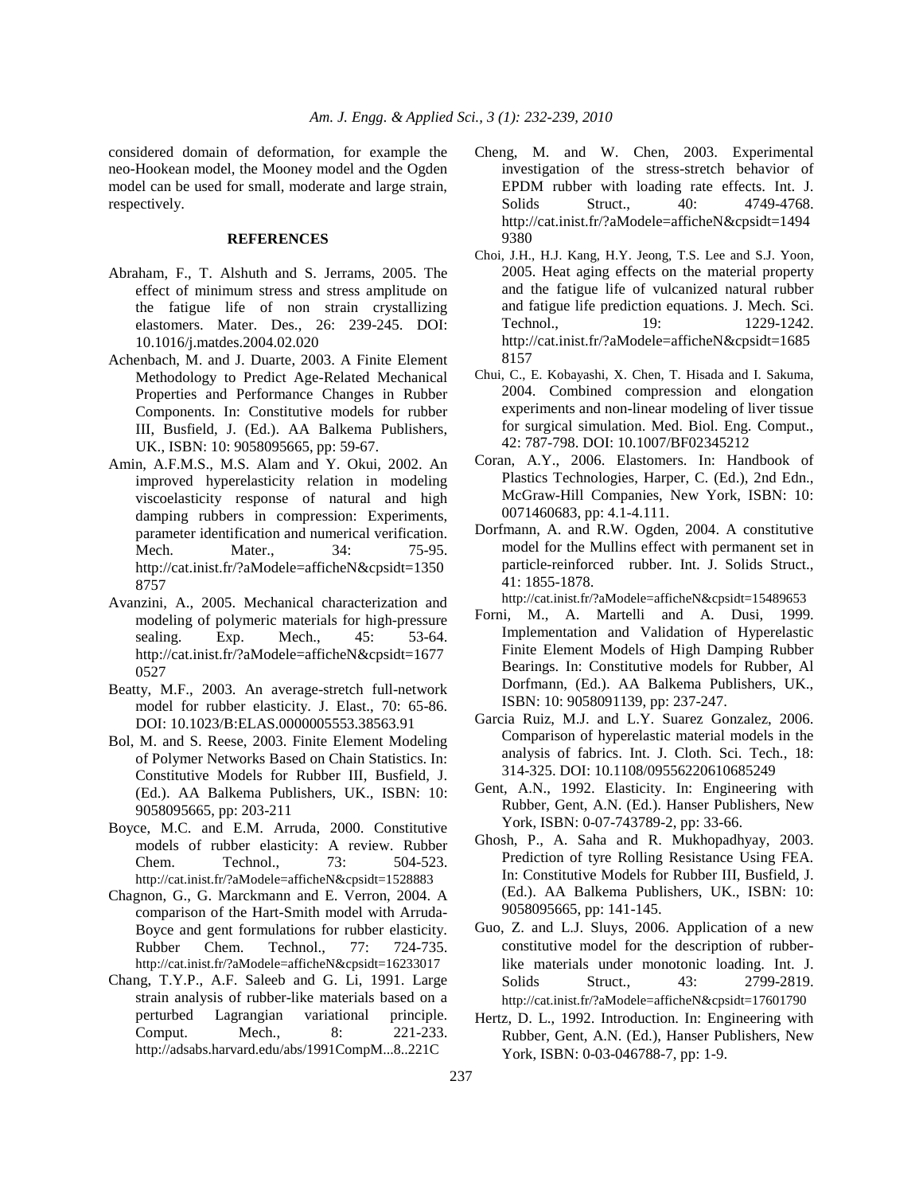considered domain of deformation, for example the neo-Hookean model, the Mooney model and the Ogden model can be used for small, moderate and large strain, respectively.

## REFERENCES

Abraham, F., T. Alshuth and S. Jerrams, 2005. The effect of minimum stress and stress amplitude on the fatigue life of non strain crystallizing elastomers. Mater. Des., 26: 239-245. DOI: 10.1016/j.matdes.2004.02.020

Achenbach, M. and J. Duarte, 2003. A Finite Element Methodology to Predict Age-Related Mechanical Properties and Performance Changes in Rubber Components. In: Constitutive models for rubber III, Busfield, J. (Ed.). AA Balkema Publishers, UK., ISBN: 10: 9058095665, pp: 59-67.

Amin, A.F.M.S., M.S. Alam and Y. Okui, 2002. An improved hyperelasticity relation in modeling viscoelasticity response of natural and high damping rubbers in compression: Experiments, parameter identification and numerical verification. Mech. Mater., 34: 75-95. http://cat.inist.fr/?aModele=afficheN&cpsidt=13508757

Avanzini, A., 2005. Mechanical characterization and modeling of polymeric materials for high-pressure sealing. Exp. Mech., 45: 53-64. http://cat.inist.fr/?aModele=afficheN&cpsidt=16770527

Beatty, M.F., 2003. An average-stretch full-network model for rubber elasticity. J. Elast., 70: 65-86. DOI: 10.1023/B:ELAS.0000005553.38563.91

Bol, M. and S. Reese, 2003. Finite Element Modeling of Polymer Networks Based on Chain Statistics. In: Constitutive Models for Rubber III, Busfield, J. (Ed.). AA Balkema Publishers, UK., ISBN: 10: 9058095665, pp: 203-211

Boyce, M.C. and E.M. Arruda, 2000. Constitutive models of rubber elasticity: A review. Rubber Chem. Technol., 73: 504-523. http://cat.inist.fr/?aModele=afficheN&cpsidt=1528883

Chagnon, G., G. Marckmann and E. Verron, 2004. A comparison of the Hart-Smith model with Arruda-Boyce and gent formulations for rubber elasticity. Rubber Chem. Technol., 77: 724-735. http://cat.inist.fr/?aModele=afficheN&cpsidt=16233017

Chang, T.Y.P., A.F. Saleeb and G. Li, 1991. Large strain analysis of rubber-like materials based on a perturbed Lagrangian variational principle. Comput. Mech., 8: 221-233. http://adsabs.harvard.edu/abs/1991CompM...8..221C

Cheng, M. and W. Chen, 2003. Experimental investigation of the stress-stretch behavior of EPDM rubber with loading rate effects. Int. J. Solids Struct., 40: 4749-4768. http://cat.inist.fr/?aModele=afficheN&cpsidt=14949380

Choi, J.H., H.J. Kang, H.Y. Jeong, T.S. Lee and S.J. Yoon, 2005. Heat aging effects on the material property and the fatigue life of vulcanized natural rubber and fatigue life prediction equations. J. Mech. Sci. Technol., 19: 1229-1242. http://cat.inist.fr/?aModele=afficheN&cpsidt=16858157

Chui, C., E. Kobayashi, X. Chen, T. Hisada and I. Sakuma, 2004. Combined compression and elongation experiments and non-linear modeling of liver tissue for surgical simulation. Med. Biol. Eng. Comput., 42: 787-798. DOI: 10.1007/BF02345212

Coran, A.Y., 2006. Elastomers. In: Handbook of Plastics Technologies, Harper, C. (Ed.), 2nd Edn., McGraw-Hill Companies, New York, ISBN: 10: 0071460683, pp: 4.1-4.111.

Dorfmann, A. and R.W. Ogden, 2004. A constitutive model for the Mullins effect with permanent set in particle-reinforced rubber. Int. J. Solids Struct., 41: 1855-1878. http://cat.inist.fr/?aModele=afficheN&cpsidt=15489653

Forni, M., A. Martelli and A. Dusi, 1999. Implementation and Validation of Hyperelastic Finite Element Models of High Damping Rubber Bearings. In: Constitutive models for Rubber, Al Dorfmann, (Ed.). AA Balkema Publishers, UK., ISBN: 10: 9058091139, pp: 237-247.

Garcia Ruiz, M.J. and L.Y. Suarez Gonzalez, 2006. Comparison of hyperelastic material models in the analysis of fabrics. Int. J. Cloth. Sci. Tech., 18: 314-325. DOI: 10.1108/09556220610685249

Gent, A.N., 1992. Elasticity. In: Engineering with Rubber, Gent, A.N. (Ed.). Hanser Publishers, New York, ISBN: 0-07-743789-2, pp: 33-66.

Ghosh, P., A. Saha and R. Mukhopadhyay, 2003. Prediction of tyre Rolling Resistance Using FEA. In: Constitutive Models for Rubber III, Busfield, J. (Ed.). AA Balkema Publishers, UK., ISBN: 10: 9058095665, pp: 141-145.

Guo, Z. and L.J. Sluys, 2006. Application of a new constitutive model for the description of rubber-like materials under monotonic loading. Int. J. Solids Struct., 43: 2799-2819. http://cat.inist.fr/?aModele=afficheN&cpsidt=17601790

Hertz, D. L., 1992. Introduction. In: Engineering with Rubber, Gent, A.N. (Ed.), Hanser Publishers, New York, ISBN: 0-03-046788-7, pp: 1-9.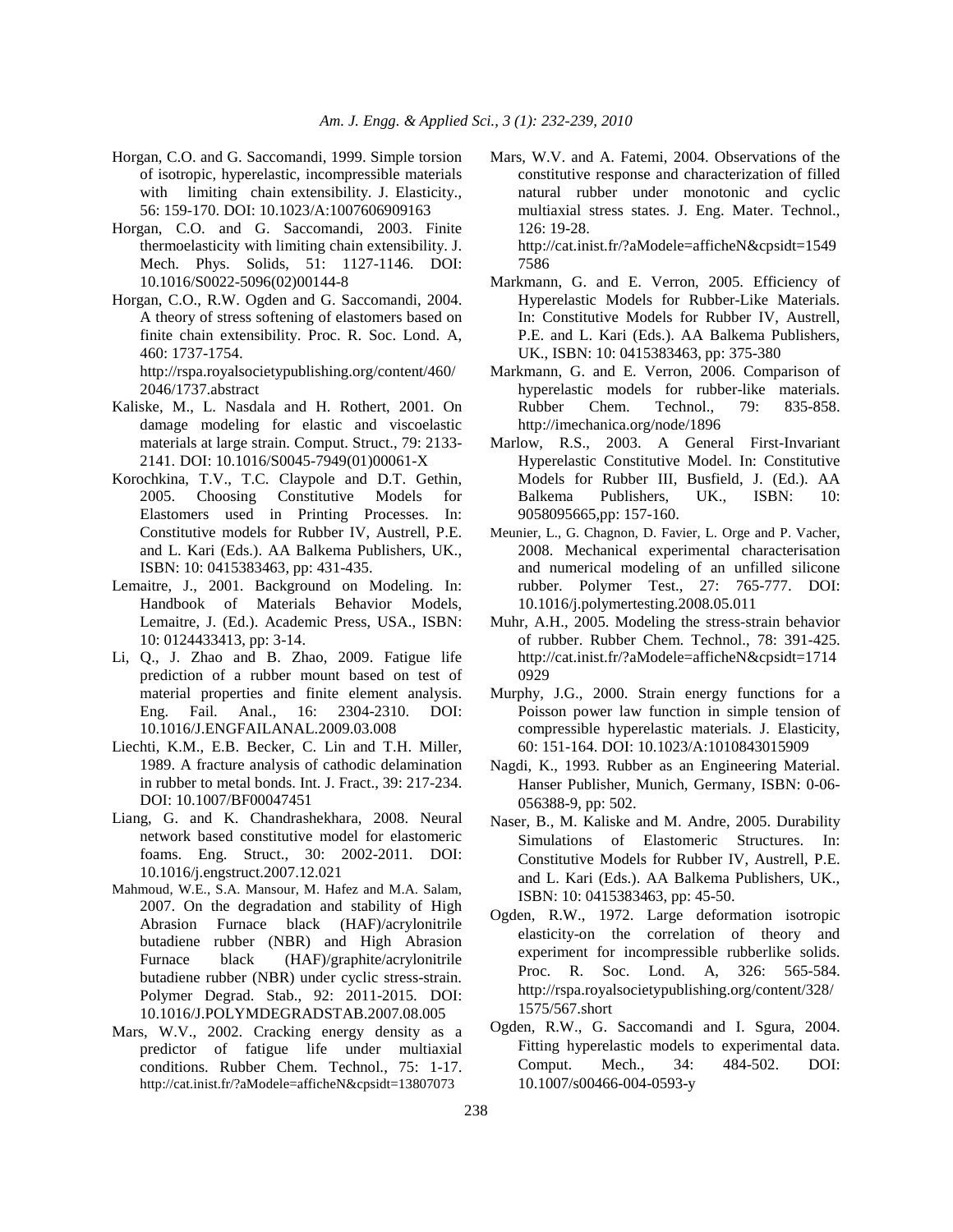Horgan, C.O. and G. Saccomandi, 1999. Simple torsion of isotropic, hyperelastic, incompressible materials with limiting chain extensibility. J. Elasticity., 56: 159-170. DOI: 10.1023/A:1007606909163

Horgan, C.O. and G. Saccomandi, 2003. Finite thermoelasticity with limiting chain extensibility. J. Mech. Phys. Solids, 51: 1127-1146. DOI: 10.1016/S0022-5096(02)00144-8

Horgan, C.O., R.W. Ogden and G. Saccomandi, 2004. A theory of stress softening of elastomers based on finite chain extensibility. Proc. R. Soc. Lond. A, 460: 1737-1754. http://rspa.royalsocietypublishing.org/content/460/2046/1737.abstract

Kaliske, M., L. Nasdala and H. Rothert, 2001. On damage modeling for elastic and viscoelastic materials at large strain. Comput. Struct., 79: 2133-2141. DOI: 10.1016/S0045-7949(01)00061-X

Korochkina, T.V., T.C. Claypole and D.T. Gethin, 2005. Choosing Constitutive Models for Elastomers used in Printing Processes. In: Constitutive models for Rubber IV, Austrell, P.E. and L. Kari (Eds.). AA Balkema Publishers, UK., ISBN: 10: 0415383463, pp: 431-435.

Lemaitre, J., 2001. Background on Modeling. In: Handbook of Materials Behavior Models, Lemaitre, J. (Ed.). Academic Press, USA., ISBN: 10: 0124433413, pp: 3-14.

Li, Q., J. Zhao and B. Zhao, 2009. Fatigue life prediction of a rubber mount based on test of material properties and finite element analysis. Eng. Fail. Anal., 16: 2304-2310. DOI: 10.1016/J.ENGFAILANAL.2009.03.008

Liechti, K.M., E.B. Becker, C. Lin and T.H. Miller, 1989. A fracture analysis of cathodic delamination in rubber to metal bonds. Int. J. Fract., 39: 217-234. DOI: 10.1007/BF00047451

Liang, G. and K. Chandrashekhara, 2008. Neural network based constitutive model for elastomeric foams. Eng. Struct., 30: 2002-2011. DOI: 10.1016/j.engstruct.2007.12.021

Mahmoud, W.E., S.A. Mansour, M. Hafez and M.A. Salam, 2007. On the degradation and stability of High Abrasion Furnace black (HAF)/acrylonitrile butadiene rubber (NBR) and High Abrasion Furnace black (HAF)/graphite/acrylonitrile butadiene rubber (NBR) under cyclic stress-strain. Polymer Degrad. Stab., 92: 2011-2015. DOI: 10.1016/J.POLYMDEGRADSTAB.2007.08.005

Mars, W.V., 2002. Cracking energy density as a predictor of fatigue life under multiaxial conditions. Rubber Chem. Technol., 75: 1-17. http://cat.inist.fr/?aModele=afficheN&cpsidt=13807073

Mars, W.V. and A. Fatemi, 2004. Observations of the constitutive response and characterization of filled natural rubber under monotonic and cyclic multiaxial stress states. J. Eng. Mater. Technol., 126: 19-28. http://cat.inist.fr/?aModele=afficheN&cpsidt=15497586

Markmann, G. and E. Verron, 2005. Efficiency of Hyperelastic Models for Rubber-Like Materials. In: Constitutive Models for Rubber IV, Austrell, P.E. and L. Kari (Eds.). AA Balkema Publishers, UK., ISBN: 10: 0415383463, pp: 375-380

Markmann, G. and E. Verron, 2006. Comparison of hyperelastic models for rubber-like materials. Rubber Chem. Technol., 79: 835-858. http://imechanica.org/node/1896

Marlow, R.S., 2003. A General First-Invariant Hyperelastic Constitutive Model. In: Constitutive Models for Rubber III, Busfield, J. (Ed.). AA Balkema Publishers, UK., ISBN: 10: 9058095665,pp: 157-160.

Meunier, L., G. Chagnon, D. Favier, L. Orge and P. Vacher, 2008. Mechanical experimental characterisation and numerical modeling of an unfilled silicone rubber. Polymer Test., 27: 765-777. DOI: 10.1016/j.polymertesting.2008.05.011

Muhr, A.H., 2005. Modeling the stress-strain behavior of rubber. Rubber Chem. Technol., 78: 391-425. http://cat.inist.fr/?aModele=afficheN&cpsidt=17140929

Murphy, J.G., 2000. Strain energy functions for a Poisson power law function in simple tension of compressible hyperelastic materials. J. Elasticity, 60: 151-164. DOI: 10.1023/A:1010843015909

Nagdi, K., 1993. Rubber as an Engineering Material. Hanser Publisher, Munich, Germany, ISBN: 0-06-056388-9, pp: 502.

Naser, B., M. Kaliske and M. Andre, 2005. Durability Simulations of Elastomeric Structures. In: Constitutive Models for Rubber IV, Austrell, P.E. and L. Kari (Eds.). AA Balkema Publishers, UK., ISBN: 10: 0415383463, pp: 45-50.

Ogden, R.W., 1972. Large deformation isotropic elasticity-on the correlation of theory and experiment for incompressible rubberlike solids. Proc. R. Soc. Lond. A, 326: 565-584. http://rspa.royalsocietypublishing.org/content/328/1575/567.short

Ogden, R.W., G. Saccomandi and I. Sgura, 2004. Fitting hyperelastic models to experimental data. Comput. Mech., 34: 484-502. DOI: 10.1007/s00466-004-0593-y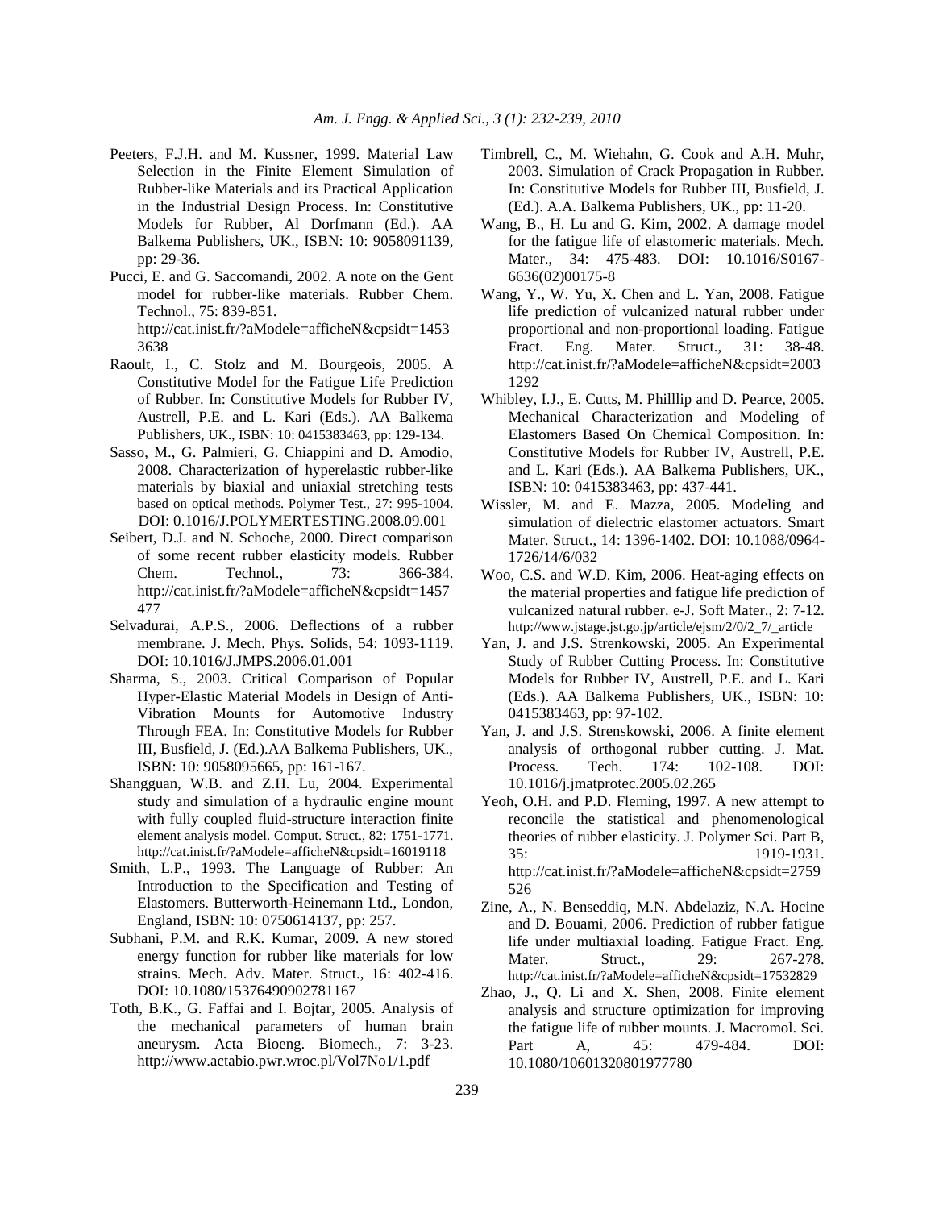Peeters, F.J.H. and M. Kussner, 1999. Material Law Selection in the Finite Element Simulation of Rubber-like Materials and its Practical Application in the Industrial Design Process. In: Constitutive Models for Rubber, Al Dorfmann (Ed.). AA Balkema Publishers, UK., ISBN: 10: 9058091139, pp: 29-36.

Pucci, E. and G. Saccomandi, 2002. A note on the Gent model for rubber-like materials. Rubber Chem. Technol., 75: 839-851. http://cat.inist.fr/?aModele=afficheN&cpsidt=14533638

Raoult, I., C. Stolz and M. Bourgeois, 2005. A Constitutive Model for the Fatigue Life Prediction of Rubber. In: Constitutive Models for Rubber IV, Austrell, P.E. and L. Kari (Eds.). AA Balkema Publishers, UK., ISBN: 10: 0415383463, pp: 129-134.

Sasso, M., G. Palmieri, G. Chiappini and D. Amodio, 2008. Characterization of hyperelastic rubber-like materials by biaxial and uniaxial stretching tests based on optical methods. Polymer Test., 27: 995-1004. DOI: 0.1016/J.POLYMERTESTING.2008.09.001

Seibert, D.J. and N. Schoche, 2000. Direct comparison of some recent rubber elasticity models. Rubber Chem. Technol., 73: 366-384. http://cat.inist.fr/?aModele=afficheN&cpsidt=1457477

Selvadurai, A.P.S., 2006. Deflections of a rubber membrane. J. Mech. Phys. Solids, 54: 1093-1119. DOI: 10.1016/J.JMPS.2006.01.001

Sharma, S., 2003. Critical Comparison of Popular Hyper-Elastic Material Models in Design of Anti-Vibration Mounts for Automotive Industry Through FEA. In: Constitutive Models for Rubber III, Busfield, J. (Ed.).AA Balkema Publishers, UK., ISBN: 10: 9058095665, pp: 161-167.

Shangguan, W.B. and Z.H. Lu, 2004. Experimental study and simulation of a hydraulic engine mount with fully coupled fluid-structure interaction finite element analysis model. Comput. Struct., 82: 1751-1771. http://cat.inist.fr/?aModele=afficheN&cpsidt=16019118

Smith, L.P., 1993. The Language of Rubber: An Introduction to the Specification and Testing of Elastomers. Butterworth-Heinemann Ltd., London, England, ISBN: 10: 0750614137, pp: 257.

Subhani, P.M. and R.K. Kumar, 2009. A new stored energy function for rubber like materials for low strains. Mech. Adv. Mater. Struct., 16: 402-416. DOI: 10.1080/15376490902781167

Toth, B.K., G. Faffai and I. Bojtar, 2005. Analysis of the mechanical parameters of human brain aneurysm. Acta Bioeng. Biomech., 7: 3-23. http://www.actabio.pwr.wroc.pl/Vol7No1/1.pdf

Timbrell, C., M. Wiehahn, G. Cook and A.H. Muhr, 2003. Simulation of Crack Propagation in Rubber. In: Constitutive Models for Rubber III, Busfield, J. (Ed.). A.A. Balkema Publishers, UK., pp: 11-20.

Wang, B., H. Lu and G. Kim, 2002. A damage model for the fatigue life of elastomeric materials. Mech. Mater., 34: 475-483. DOI: 10.1016/S0167-6636(02)00175-8

Wang, Y., W. Yu, X. Chen and L. Yan, 2008. Fatigue life prediction of vulcanized natural rubber under proportional and non-proportional loading. Fatigue Fract. Eng. Mater. Struct., 31: 38-48. http://cat.inist.fr/?aModele=afficheN&cpsidt=20031292

Whibley, I.J., E. Cutts, M. Philllip and D. Pearce, 2005. Mechanical Characterization and Modeling of Elastomers Based On Chemical Composition. In: Constitutive Models for Rubber IV, Austrell, P.E. and L. Kari (Eds.). AA Balkema Publishers, UK., ISBN: 10: 0415383463, pp: 437-441.

Wissler, M. and E. Mazza, 2005. Modeling and simulation of dielectric elastomer actuators. Smart Mater. Struct., 14: 1396-1402. DOI: 10.1088/0964-1726/14/6/032

Woo, C.S. and W.D. Kim, 2006. Heat-aging effects on the material properties and fatigue life prediction of vulcanized natural rubber. e-J. Soft Mater., 2: 7-12. http://www.jstage.jst.go.jp/article/ejsm/2/0/2_7/_article

Yan, J. and J.S. Strenkowski, 2005. An Experimental Study of Rubber Cutting Process. In: Constitutive Models for Rubber IV, Austrell, P.E. and L. Kari (Eds.). AA Balkema Publishers, UK., ISBN: 10: 0415383463, pp: 97-102.

Yan, J. and J.S. Strenskowski, 2006. A finite element analysis of orthogonal rubber cutting. J. Mat. Process. Tech. 174: 102-108. DOI: 10.1016/j.jmatprotec.2005.02.265

Yeoh, O.H. and P.D. Fleming, 1997. A new attempt to reconcile the statistical and phenomenological theories of rubber elasticity. J. Polymer Sci. Part B, 35: 1919-1931. http://cat.inist.fr/?aModele=afficheN&cpsidt=2759526

Zine, A., N. Benseddiq, M.N. Abdelaziz, N.A. Hocine and D. Bouami, 2006. Prediction of rubber fatigue life under multiaxial loading. Fatigue Fract. Eng. Mater. Struct., 29: 267-278. http://cat.inist.fr/?aModele=afficheN&cpsidt=17532829

Zhao, J., Q. Li and X. Shen, 2008. Finite element analysis and structure optimization for improving the fatigue life of rubber mounts. J. Macromol. Sci. Part A, 45: 479-484. DOI: 10.1080/10601320801977780